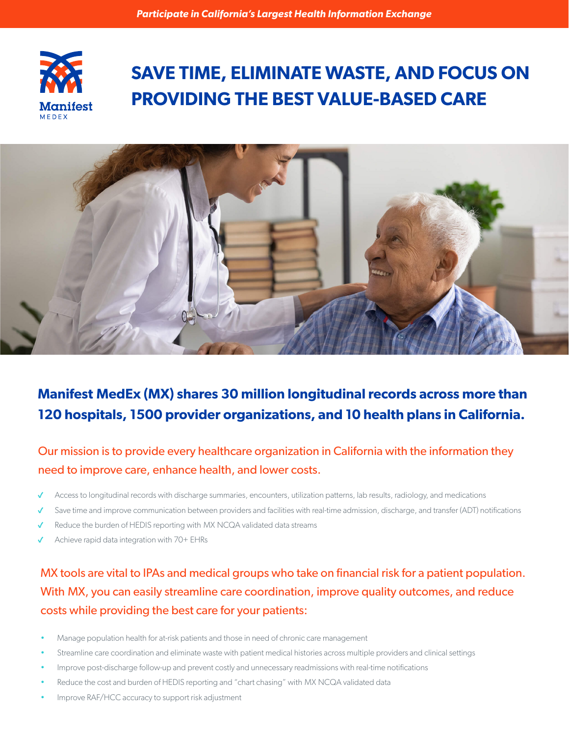*Participate in California's Largest Health Information Exchange*

Manifest MEDEX

# SAVE TIME, ELIMINATE WASTE, AND FOCUS ON PROVIDING THE BEST VALUE-BASED CARE

## Manifest MedEx (MX) shares 30 million longitudinal records across more than 120 hospitals, 1500 provider organizations, and 10 health plans in California.

Our mission is to provide every healthcare organization in California with the information they need to improve care, enhance health, and lower costs.

- ✓ Access to longitudinal records with discharge summaries, encounters, utilization patterns, lab results, radiology, and medications
- ✓ Save time and improve communication between providers and facilities with real-time admission, discharge, and transfer (ADT) notifications
- ✓ Reduce the burden of HEDIS reporting with MX NCQA validated data streams
- ✓ Achieve rapid data integration with 70+ EHRs

MX tools are vital to IPAs and medical groups who take on financial risk for a patient population. With MX, you can easily streamline care coordination, improve quality outcomes, and reduce costs while providing the best care for your patients:

- Manage population health for at-risk patients and those in need of chronic care management
- Streamline care coordination and eliminate waste with patient medical histories across multiple providers and clinical settings
- Improve post-discharge follow-up and prevent costly and unnecessary readmissions with real-time notifications
- Reduce the cost and burden of HEDIS reporting and "chart chasing" with MX NCQA validated data
- Improve RAF/HCC accuracy to support risk adjustment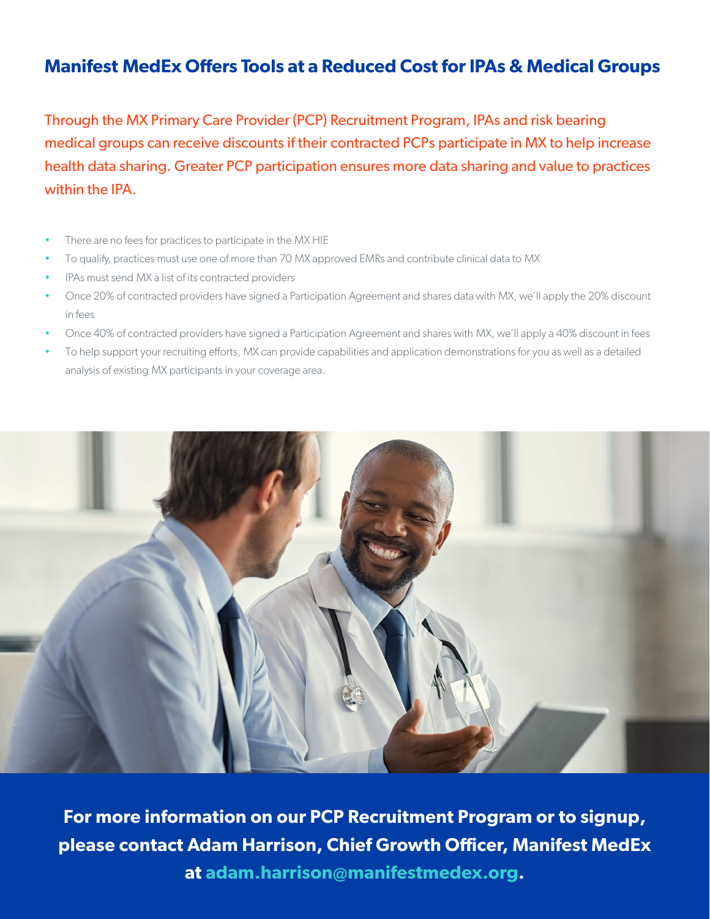## Manifest MedEx Offers Tools at a Reduced Cost for IPAs & Medical Groups

Through the MX Primary Care Provider (PCP) Recruitment Program, IPAs and risk bearing medical groups can receive discounts if their contracted PCPs participate in MX to help increase health data sharing. Greater PCP participation ensures more data sharing and value to practices within the IPA.

- There are no fees for practices to participate in the MX HIE
- To qualify, practices must use one of more than 70 MX approved EMRs and contribute clinical data to MX
- IPAs must send MX a list of its contracted providers
- Once 20% of contracted providers have signed a Participation Agreement and shares data with MX, we'll apply the 20% discount in fees
- Once 40% of contracted providers have signed a Participation Agreement and shares with MX, we'll apply a 40% discount in fees
- To help support your recruiting efforts, MX can provide capabilities and application demonstrations for you as well as a detailed analysis of existing MX participants in your coverage area.

**For more information on our PCP Recruitment Program or to signup, please contact Adam Harrison, Chief Growth Officer, Manifest MedEx at adam.harrison@manifestmedex.org.**